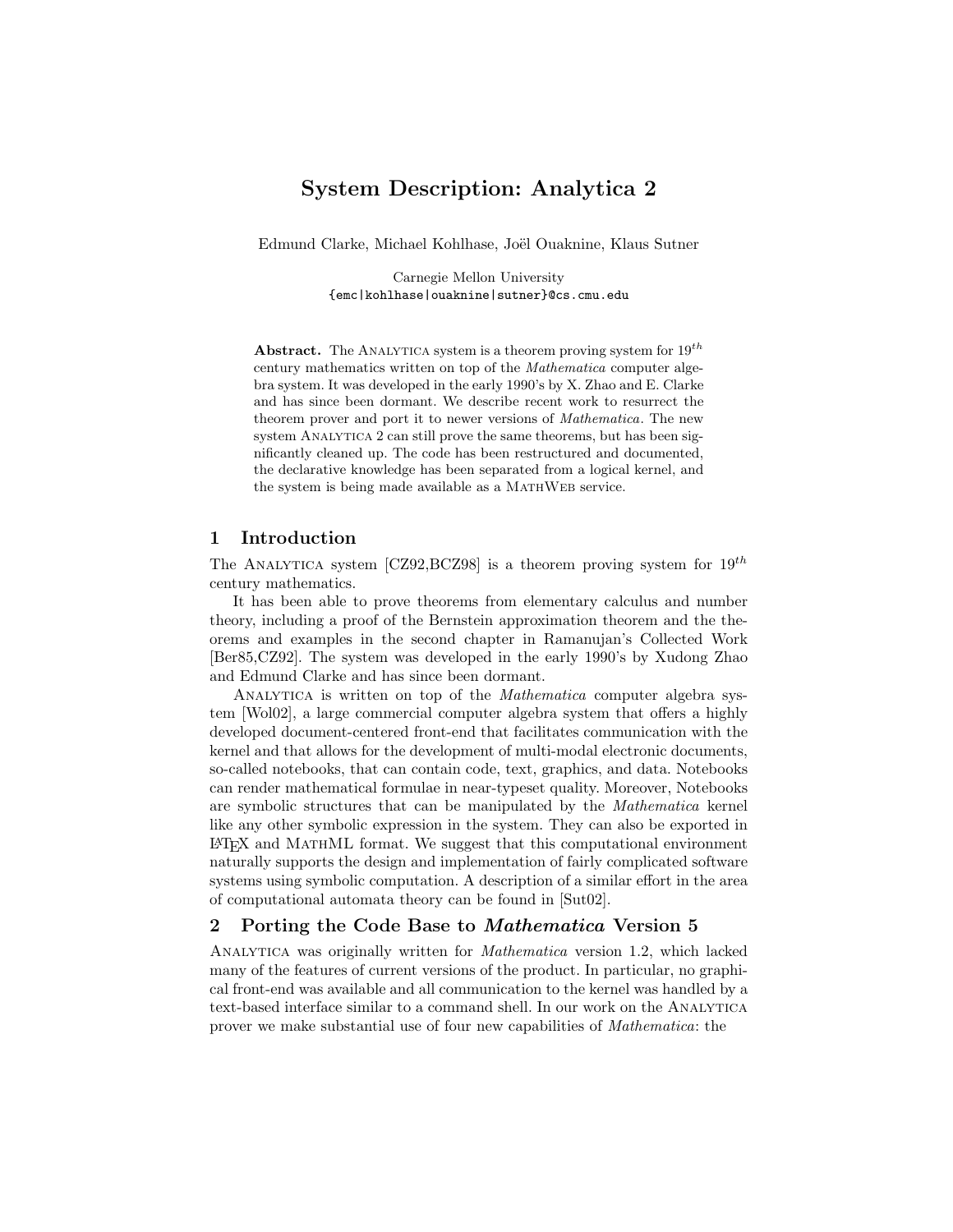# System Description: Analytica 2

Edmund Clarke, Michael Kohlhase, Joël Ouaknine, Klaus Sutner

Carnegie Mellon University
{emc|kohlhase|ouaknine|sutner}@cs.cmu.edu

**Abstract.** The ANALYTICA system is a theorem proving system for $19^{th}$ century mathematics written on top of the *Mathematica* computer algebra system. It was developed in the early 1990's by X. Zhao and E. Clarke and has since been dormant. We describe recent work to resurrect the theorem prover and port it to newer versions of *Mathematica*. The new system ANALYTICA 2 can still prove the same theorems, but has been significantly cleaned up. The code has been restructured and documented, the declarative knowledge has been separated from a logical kernel, and the system is being made available as a MATHWEB service.

## 1 Introduction

The ANALYTICA system [CZ92,BCZ98] is a theorem proving system for $19^{th}$ century mathematics.

It has been able to prove theorems from elementary calculus and number theory, including a proof of the Bernstein approximation theorem and the theorems and examples in the second chapter in Ramanujan's Collected Work [Ber85,CZ92]. The system was developed in the early 1990's by Xudong Zhao and Edmund Clarke and has since been dormant.

ANALYTICA is written on top of the *Mathematica* computer algebra system [Wol02], a large commercial computer algebra system that offers a highly developed document-centered front-end that facilitates communication with the kernel and that allows for the development of multi-modal electronic documents, so-called notebooks, that can contain code, text, graphics, and data. Notebooks can render mathematical formulae in near-typeset quality. Moreover, Notebooks are symbolic structures that can be manipulated by the *Mathematica* kernel like any other symbolic expression in the system. They can also be exported in LaTeX and MATHML format. We suggest that this computational environment naturally supports the design and implementation of fairly complicated software systems using symbolic computation. A description of a similar effort in the area of computational automata theory can be found in [Sut02].

## 2 Porting the Code Base to *Mathematica* Version 5

ANALYTICA was originally written for *Mathematica* version 1.2, which lacked many of the features of current versions of the product. In particular, no graphical front-end was available and all communication to the kernel was handled by a text-based interface similar to a command shell. In our work on the ANALYTICA prover we make substantial use of four new capabilities of *Mathematica*: the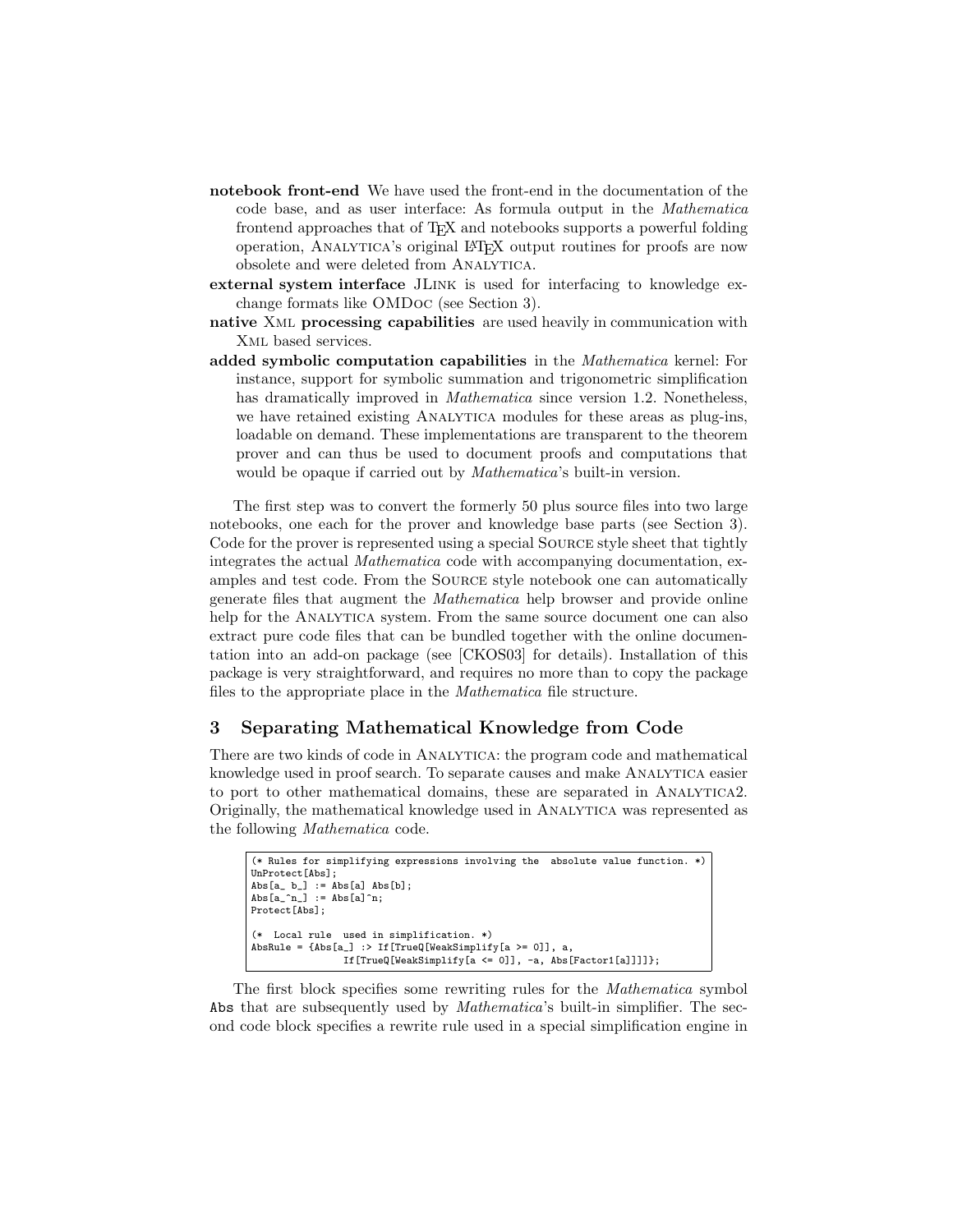**notebook front-end** We have used the front-end in the documentation of the code base, and as user interface: As formula output in the *Mathematica* frontend approaches that of TeX and notebooks supports a powerful folding operation, Analytica's original LaTeX output routines for proofs are now obsolete and were deleted from Analytica.

**external system interface** JLink is used for interfacing to knowledge exchange formats like OMDoc (see Section 3).

**native Xml processing capabilities** are used heavily in communication with Xml based services.

**added symbolic computation capabilities** in the *Mathematica* kernel: For instance, support for symbolic summation and trigonometric simplification has dramatically improved in *Mathematica* since version 1.2. Nonetheless, we have retained existing Analytica modules for these areas as plug-ins, loadable on demand. These implementations are transparent to the theorem prover and can thus be used to document proofs and computations that would be opaque if carried out by *Mathematica*'s built-in version.

The first step was to convert the formerly 50 plus source files into two large notebooks, one each for the prover and knowledge base parts (see Section 3). Code for the prover is represented using a special Source style sheet that tightly integrates the actual *Mathematica* code with accompanying documentation, examples and test code. From the Source style notebook one can automatically generate files that augment the *Mathematica* help browser and provide online help for the Analytica system. From the same source document one can also extract pure code files that can be bundled together with the online documentation into an add-on package (see [CKOS03] for details). Installation of this package is very straightforward, and requires no more than to copy the package files to the appropriate place in the *Mathematica* file structure.

## 3 Separating Mathematical Knowledge from Code

There are two kinds of code in Analytica: the program code and mathematical knowledge used in proof search. To separate causes and make Analytica easier to port to other mathematical domains, these are separated in Analytica2. Originally, the mathematical knowledge used in Analytica was represented as the following *Mathematica* code.

```
(* Rules for simplifying expressions involving the  absolute value function. *)
UnProtect[Abs];
Abs[a_ b_] := Abs[a] Abs[b];
Abs[a_^n_] := Abs[a]^n;
Protect[Abs];

(*  Local rule  used in simplification. *)
AbsRule = {Abs[a_] :> If[TrueQ[WeakSimplify[a >= 0]], a,
                If[TrueQ[WeakSimplify[a <= 0]], -a, Abs[Factor1[a]]]]};
```

The first block specifies some rewriting rules for the *Mathematica* symbol `Abs` that are subsequently used by *Mathematica*'s built-in simplifier. The second code block specifies a rewrite rule used in a special simplification engine in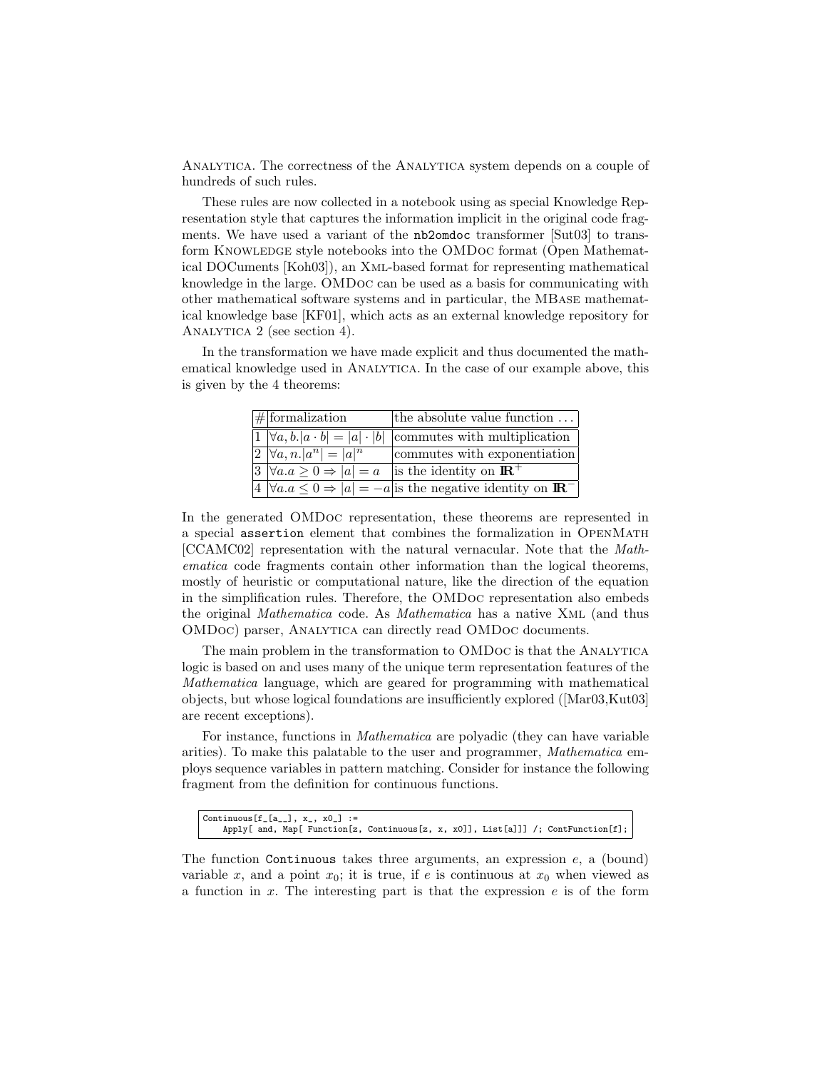ANALYTICA. The correctness of the ANALYTICA system depends on a couple of hundreds of such rules.

These rules are now collected in a notebook using as special Knowledge Representation style that captures the information implicit in the original code fragments. We have used a variant of the `nb2omdoc` transformer [Sut03] to transform KNOWLEDGE style notebooks into the OMDOC format (Open Mathematical DOCuments [Koh03]), an XML-based format for representing mathematical knowledge in the large. OMDOC can be used as a basis for communicating with other mathematical software systems and in particular, the MBASE mathematical knowledge base [KF01], which acts as an external knowledge repository for ANALYTICA 2 (see section 4).

In the transformation we have made explicit and thus documented the mathematical knowledge used in ANALYTICA. In the case of our example above, this is given by the 4 theorems:

| # | formalization | the absolute value function ... |
|---|---|---|
| 1 | $\forall a, b. \lvert a \cdot b \rvert = \lvert a \rvert \cdot \lvert b \rvert$ | commutes with multiplication |
| 2 | $\forall a, n. \lvert a^n \rvert = \lvert a \rvert^n$ | commutes with exponentiation |
| 3 | $\forall a. a \geq 0 \Rightarrow \lvert a \rvert = a$ | is the identity on $\mathbb{R}^+$ |
| 4 | $\forall a. a \leq 0 \Rightarrow \lvert a \rvert = -a$ | is the negative identity on $\mathbb{R}^-$ |

In the generated OMDOC representation, these theorems are represented in a special `assertion` element that combines the formalization in OPENMATH [CCAMC02] representation with the natural vernacular. Note that the *Mathematica* code fragments contain other information than the logical theorems, mostly of heuristic or computational nature, like the direction of the equation in the simplification rules. Therefore, the OMDOC representation also embeds the original *Mathematica* code. As *Mathematica* has a native XML (and thus OMDOC) parser, ANALYTICA can directly read OMDOC documents.

The main problem in the transformation to OMDOC is that the ANALYTICA logic is based on and uses many of the unique term representation features of the *Mathematica* language, which are geared for programming with mathematical objects, but whose logical foundations are insufficiently explored ([Mar03,Kut03] are recent exceptions).

For instance, functions in *Mathematica* are polyadic (they can have variable arities). To make this palatable to the user and programmer, *Mathematica* employs sequence variables in pattern matching. Consider for instance the following fragment from the definition for continuous functions.

```
Continuous[f_[a__], x_, x0_] :=
    Apply[ and, Map[ Function[z, Continuous[z, x, x0]], List[a]]] /; ContFunction[f];
```

The function `Continuous` takes three arguments, an expression $e$, a (bound) variable $x$, and a point $x_0$; it is true, if $e$ is continuous at $x_0$ when viewed as a function in $x$. The interesting part is that the expression $e$ is of the form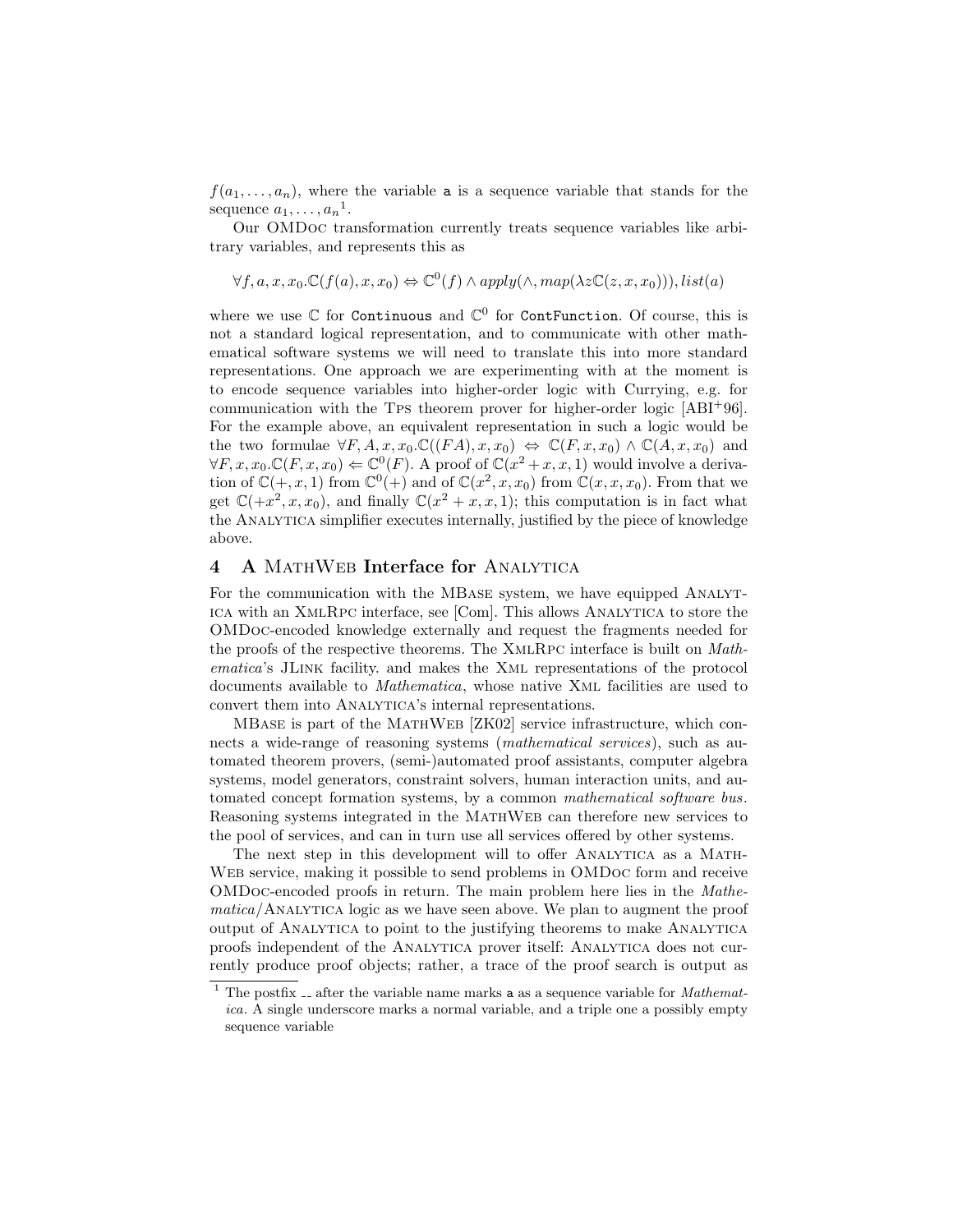$f(a_1, \ldots, a_n)$, where the variable `a` is a sequence variable that stands for the sequence $a_1, \ldots, a_n$[1].

Our OMDoc transformation currently treats sequence variables like arbitrary variables, and represents this as

$$\forall f, a, x, x_0.\mathbb{C}(f(a), x, x_0) \Leftrightarrow \mathbb{C}^0(f) \wedge apply(\wedge, map(\lambda z \mathbb{C}(z, x, x_0))), list(a)$$

where we use $\mathbb{C}$ for `Continuous` and $\mathbb{C}^0$ for `ContFunction`. Of course, this is not a standard logical representation, and to communicate with other mathematical software systems we will need to translate this into more standard representations. One approach we are experimenting with at the moment is to encode sequence variables into higher-order logic with Currying, e.g. for communication with the TPS theorem prover for higher-order logic [ABI+96]. For the example above, an equivalent representation in such a logic would be the two formulae $\forall F, A, x, x_0.\mathbb{C}((FA), x, x_0) \Leftrightarrow \mathbb{C}(F, x, x_0) \wedge \mathbb{C}(A, x, x_0)$ and $\forall F, x, x_0.\mathbb{C}(F, x, x_0) \Leftarrow \mathbb{C}^0(F)$. A proof of $\mathbb{C}(x^2 + x, x, 1)$ would involve a derivation of $\mathbb{C}(+, x, 1)$ from $\mathbb{C}^0(+)$ and of $\mathbb{C}(x^2, x, x_0)$ from $\mathbb{C}(x, x, x_0)$. From that we get $\mathbb{C}(+x^2, x, x_0)$, and finally $\mathbb{C}(x^2 + x, x, 1)$; this computation is in fact what the ANALYTICA simplifier executes internally, justified by the piece of knowledge above.

## 4 A MathWeb Interface for Analytica

For the communication with the MBase system, we have equipped ANALYTICA with an XmlRpc interface, see [Com]. This allows ANALYTICA to store the OMDoc-encoded knowledge externally and request the fragments needed for the proofs of the respective theorems. The XmlRpc interface is built on *Mathematica*'s JLink facility. and makes the Xml representations of the protocol documents available to *Mathematica*, whose native Xml facilities are used to convert them into ANALYTICA's internal representations.

MBase is part of the MathWeb [ZK02] service infrastructure, which connects a wide-range of reasoning systems (*mathematical services*), such as automated theorem provers, (semi-)automated proof assistants, computer algebra systems, model generators, constraint solvers, human interaction units, and automated concept formation systems, by a common *mathematical software bus*. Reasoning systems integrated in the MathWeb can therefore new services to the pool of services, and can in turn use all services offered by other systems.

The next step in this development will to offer ANALYTICA as a MathWeb service, making it possible to send problems in OMDoc form and receive OMDoc-encoded proofs in return. The main problem here lies in the *Mathematica*/ANALYTICA logic as we have seen above. We plan to augment the proof output of ANALYTICA to point to the justifying theorems to make ANALYTICA proofs independent of the ANALYTICA prover itself: ANALYTICA does not currently produce proof objects; rather, a trace of the proof search is output as

---

[1] The postfix `__` after the variable name marks `a` as a sequence variable for *Mathematica*. A single underscore marks a normal variable, and a triple one a possibly empty sequence variable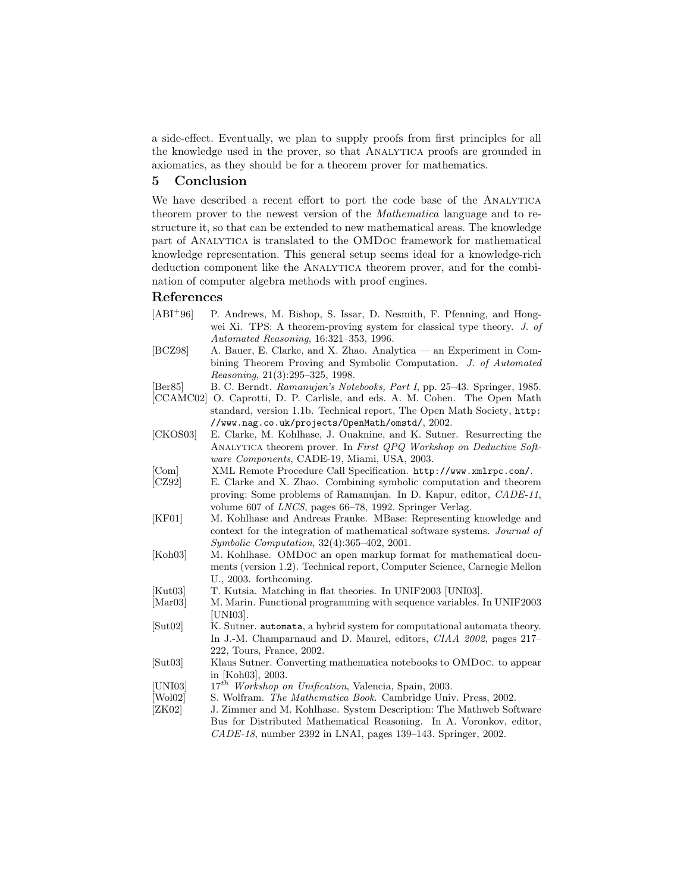a side-effect. Eventually, we plan to supply proofs from first principles for all the knowledge used in the prover, so that ANALYTICA proofs are grounded in axiomatics, as they should be for a theorem prover for mathematics.

## 5 Conclusion

We have described a recent effort to port the code base of the ANALYTICA theorem prover to the newest version of the *Mathematica* language and to restructure it, so that can be extended to new mathematical areas. The knowledge part of ANALYTICA is translated to the OMDOC framework for mathematical knowledge representation. This general setup seems ideal for a knowledge-rich deduction component like the ANALYTICA theorem prover, and for the combination of computer algebra methods with proof engines.

## References

[ABI+96] P. Andrews, M. Bishop, S. Issar, D. Nesmith, F. Pfenning, and Hongwei Xi. TPS: A theorem-proving system for classical type theory. *J. of Automated Reasoning*, 16:321–353, 1996.

[BCZ98] A. Bauer, E. Clarke, and X. Zhao. Analytica — an Experiment in Combining Theorem Proving and Symbolic Computation. *J. of Automated Reasoning*, 21(3):295–325, 1998.

[Ber85] B. C. Berndt. *Ramanujan's Notebooks, Part I*, pp. 25–43. Springer, 1985.

[CCAMC02] O. Caprotti, D. P. Carlisle, and eds. A. M. Cohen. The Open Math standard, version 1.1b. Technical report, The Open Math Society, `http://www.nag.co.uk/projects/OpenMath/omstd/`, 2002.

[CKOS03] E. Clarke, M. Kohlhase, J. Ouaknine, and K. Sutner. Resurrecting the ANALYTICA theorem prover. In *First QPQ Workshop on Deductive Software Components*, CADE-19, Miami, USA, 2003.

[Com] XML Remote Procedure Call Specification. `http://www.xmlrpc.com/`.

[CZ92] E. Clarke and X. Zhao. Combining symbolic computation and theorem proving: Some problems of Ramanujan. In D. Kapur, editor, *CADE-11*, volume 607 of *LNCS*, pages 66–78, 1992. Springer Verlag.

[KF01] M. Kohlhase and Andreas Franke. MBase: Representing knowledge and context for the integration of mathematical software systems. *Journal of Symbolic Computation*, 32(4):365–402, 2001.

[Koh03] M. Kohlhase. OMDOC an open markup format for mathematical documents (version 1.2). Technical report, Computer Science, Carnegie Mellon U., 2003. forthcoming.

[Kut03] T. Kutsia. Matching in flat theories. In UNIF2003 [UNI03].

[Mar03] M. Marin. Functional programming with sequence variables. In UNIF2003 [UNI03].

[Sut02] K. Sutner. `automata`, a hybrid system for computational automata theory. In J.-M. Champarnaud and D. Maurel, editors, *CIAA 2002*, pages 217–222, Tours, France, 2002.

[Sut03] Klaus Sutner. Converting mathematica notebooks to OMDOC. to appear in [Koh03], 2003.

[UNI03] 17th *Workshop on Unification*, Valencia, Spain, 2003.

[Wol02] S. Wolfram. *The Mathematica Book*. Cambridge Univ. Press, 2002.

[ZK02] J. Zimmer and M. Kohlhase. System Description: The Mathweb Software Bus for Distributed Mathematical Reasoning. In A. Voronkov, editor, *CADE-18*, number 2392 in LNAI, pages 139–143. Springer, 2002.